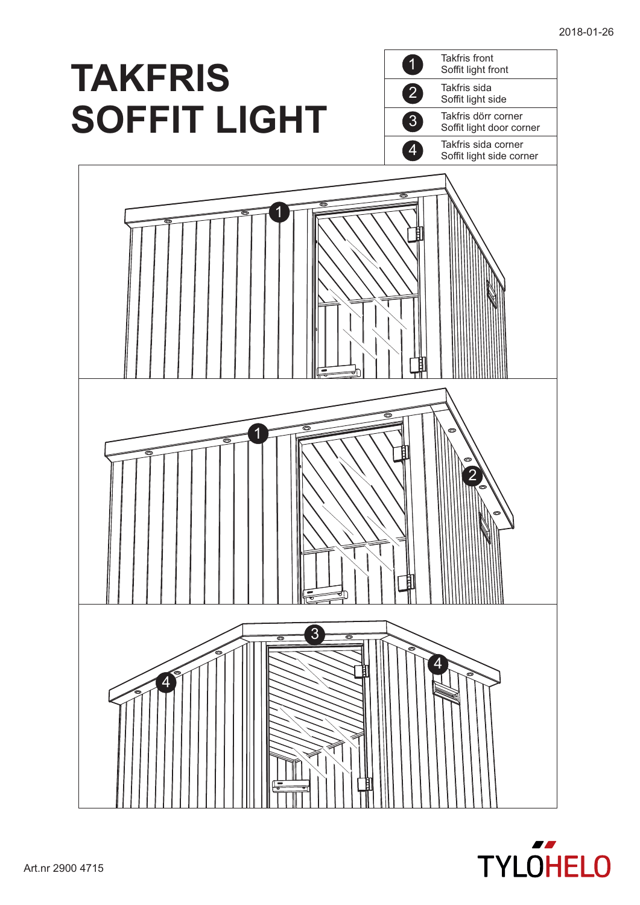# TAKFRIS
# SOFFIT LIGHT

| | |
|---|---|
| 1 | Takfris front<br>Soffit light front |
| 2 | Takfris sida<br>Soffit light side |
| 3 | Takfris dörr corner<br>Soffit light door corner |
| 4 | Takfris sida corner<br>Soffit light side corner |

Art.nr 2900 4715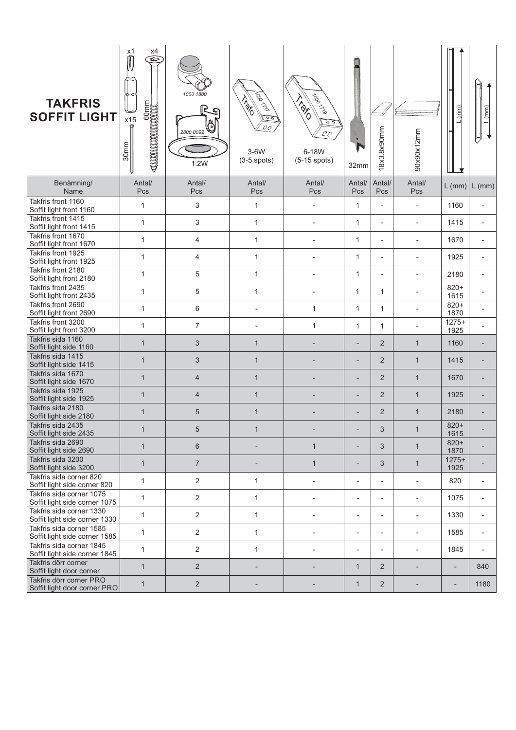| **TAKFRIS SOFFIT LIGHT** | x1 x4 x15 60mm 30mm | 1000 1800 2800 0092 1.2W | Trafo 1000 1717 3-6W (3-5 spots) | Trafo 1000 1719 6-18W (5-15 spots) | 32mm | 18x3.8x90mm | 90x90x12mm | L (mm) | L (mm) |
|---|---|---|---|---|---|---|---|---|---|
| Benämning/ Name | Antal/ Pcs | Antal/ Pcs | Antal/ Pcs | Antal/ Pcs | Antal/ Pcs | Antal/ Pcs | Antal/ Pcs | L (mm) | L (mm) |
| Takfris front 1160 Soffit light front 1160 | 1 | 3 | 1 | - | 1 | - | - | 1160 | - |
| Takfris front 1415 Soffit light front 1415 | 1 | 3 | 1 | - | 1 | - | - | 1415 | - |
| Takfris front 1670 Soffit light front 1670 | 1 | 4 | 1 | - | 1 | - | - | 1670 | - |
| Takfris front 1925 Soffit light front 1925 | 1 | 4 | 1 | - | 1 | - | - | 1925 | - |
| Takfris front 2180 Soffit light front 2180 | 1 | 5 | 1 | - | 1 | - | - | 2180 | - |
| Takfris front 2435 Soffit light front 2435 | 1 | 5 | 1 | - | 1 | 1 | - | 820+ 1615 | - |
| Takfris front 2690 Soffit light front 2690 | 1 | 6 | - | 1 | 1 | 1 | - | 820+ 1870 | - |
| Takfris front 3200 Soffit light front 3200 | 1 | 7 | - | 1 | 1 | 1 | - | 1275+ 1925 | - |
| Takfris sida 1160 Soffit light side 1160 | 1 | 3 | 1 | - | - | 2 | 1 | 1160 | - |
| Takfris sida 1415 Soffit light side 1415 | 1 | 3 | 1 | - | - | 2 | 1 | 1415 | - |
| Takfris sida 1670 Soffit light side 1670 | 1 | 4 | 1 | - | - | 2 | 1 | 1670 | - |
| Takfris sida 1925 Soffit light side 1925 | 1 | 4 | 1 | - | - | 2 | 1 | 1925 | - |
| Takfris sida 2180 Soffit light side 2180 | 1 | 5 | 1 | - | - | 2 | 1 | 2180 | - |
| Takfris sida 2435 Soffit light side 2435 | 1 | 5 | 1 | - | - | 3 | 1 | 820+ 1615 | - |
| Takfris sida 2690 Soffit light side 2690 | 1 | 6 | - | 1 | - | 3 | 1 | 820+ 1870 | - |
| Takfris sida 3200 Soffit light side 3200 | 1 | 7 | - | 1 | - | 3 | 1 | 1275+ 1925 | - |
| Takfris sida corner 820 Soffit light side corner 820 | 1 | 2 | 1 | - | - | - | - | 820 | - |
| Takfris sida corner 1075 Soffit light side corner 1075 | 1 | 2 | 1 | - | - | - | - | 1075 | - |
| Takfris sida corner 1330 Soffit light side corner 1330 | 1 | 2 | 1 | - | - | - | - | 1330 | - |
| Takfris sida corner 1585 Soffit light side corner 1585 | 1 | 2 | 1 | - | - | - | - | 1585 | - |
| Takfris sida corner 1845 Soffit light side corner 1845 | 1 | 2 | 1 | - | - | - | - | 1845 | - |
| Takfris dörr corner Soffit light door corner | 1 | 2 | - | - | 1 | 2 | - | - | 840 |
| Takfris dörr corner PRO Soffit light door corner PRO | 1 | 2 | - | - | 1 | 2 | - | - | 1180 |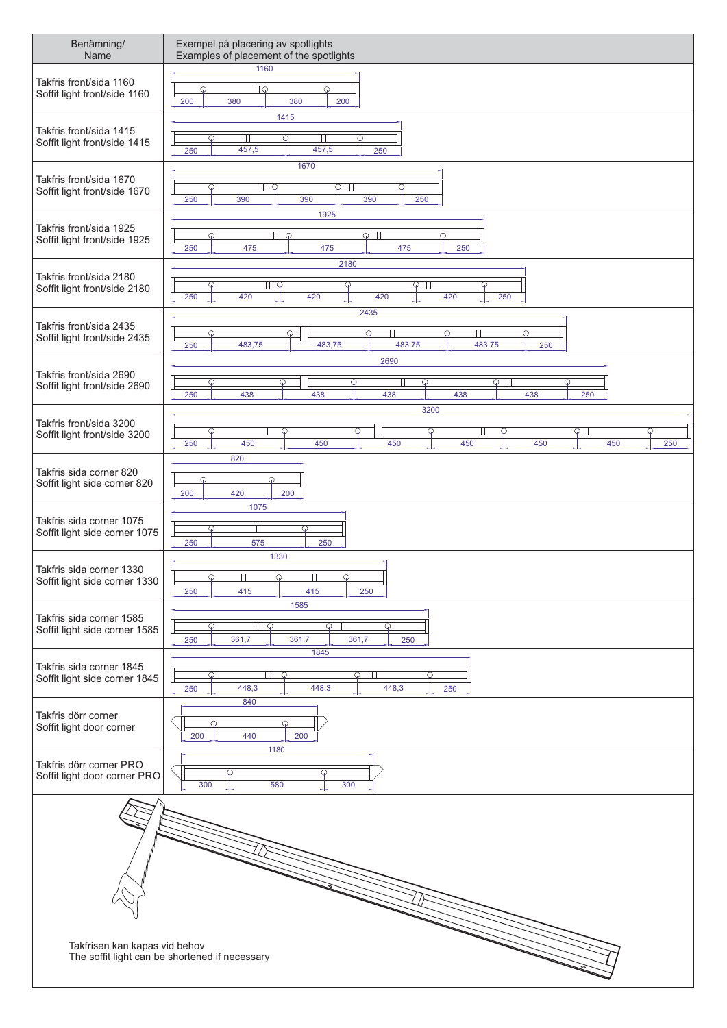| Benämning/<br>Name | Exempel på placering av spotlights<br>Examples of placement of the spotlights |
|---|---|
| Takfris front/sida 1160<br>Soffit light front/side 1160 | 1160<br>200 – 380 – 380 – 200 |
| Takfris front/sida 1415<br>Soffit light front/side 1415 | 1415<br>250 – 457,5 – 457,5 – 250 |
| Takfris front/sida 1670<br>Soffit light front/side 1670 | 1670<br>250 – 390 – 390 – 390 – 250 |
| Takfris front/sida 1925<br>Soffit light front/side 1925 | 1925<br>250 – 475 – 475 – 475 – 250 |
| Takfris front/sida 2180<br>Soffit light front/side 2180 | 2180<br>250 – 420 – 420 – 420 – 420 – 250 |
| Takfris front/sida 2435<br>Soffit light front/side 2435 | 2435<br>250 – 483,75 – 483,75 – 483,75 – 483,75 – 250 |
| Takfris front/sida 2690<br>Soffit light front/side 2690 | 2690<br>250 – 438 – 438 – 438 – 438 – 438 – 250 |
| Takfris front/sida 3200<br>Soffit light front/side 3200 | 3200<br>250 – 450 – 450 – 450 – 450 – 450 – 450 – 250 |
| Takfris sida corner 820<br>Soffit light side corner 820 | 820<br>200 – 420 – 200 |
| Takfris sida corner 1075<br>Soffit light side corner 1075 | 1075<br>250 – 575 – 250 |
| Takfris sida corner 1330<br>Soffit light side corner 1330 | 1330<br>250 – 415 – 415 – 250 |
| Takfris sida corner 1585<br>Soffit light side corner 1585 | 1585<br>250 – 361,7 – 361,7 – 361,7 – 250 |
| Takfris sida corner 1845<br>Soffit light side corner 1845 | 1845<br>250 – 448,3 – 448,3 – 448,3 – 250 |
| Takfris dörr corner<br>Soffit light door corner | 840<br>200 – 440 – 200 |
| Takfris dörr corner PRO<br>Soffit light door corner PRO | 1180<br>300 – 580 – 300 |

Takfrisen kan kapas vid behov
The soffit light can be shortened if necessary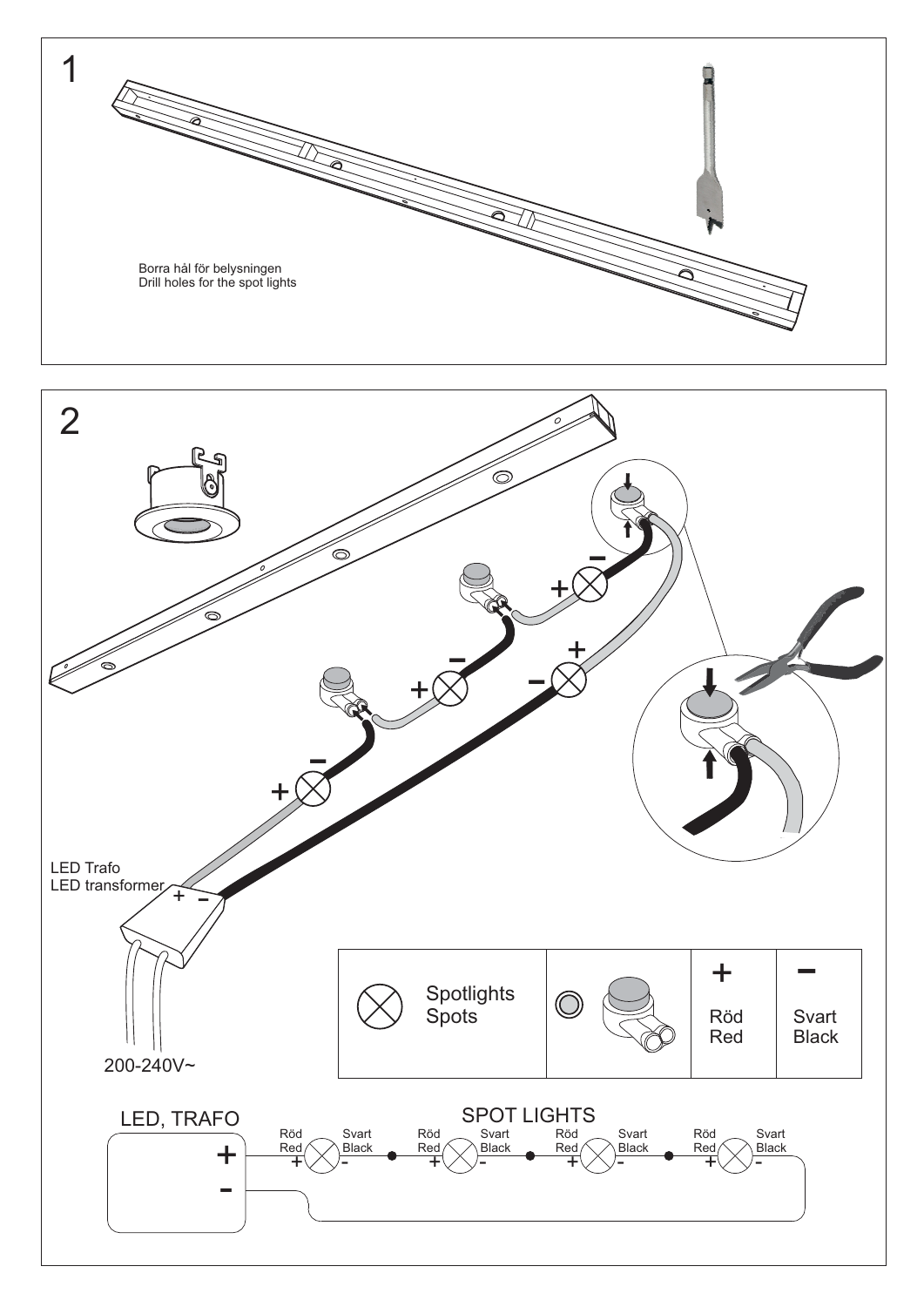## 1

Borra hål för belysningen
Drill holes for the spot lights

## 2

LED Trafo
LED transformer

200-240V~

| Spotlights Spots | | + Röd Red | – Svart Black |
|---|---|---|---|

LED, TRAFO

SPOT LIGHTS

Röd Red + Svart Black -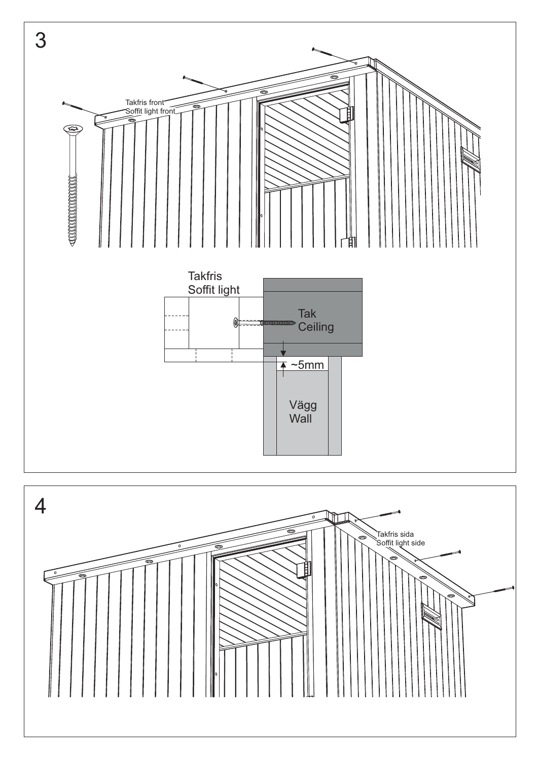3

Takfris front
Soffit light front

Takfris
Soffit light

Tak
Ceiling

~5mm

Vägg
Wall

4

Takfris sida
Soffit light side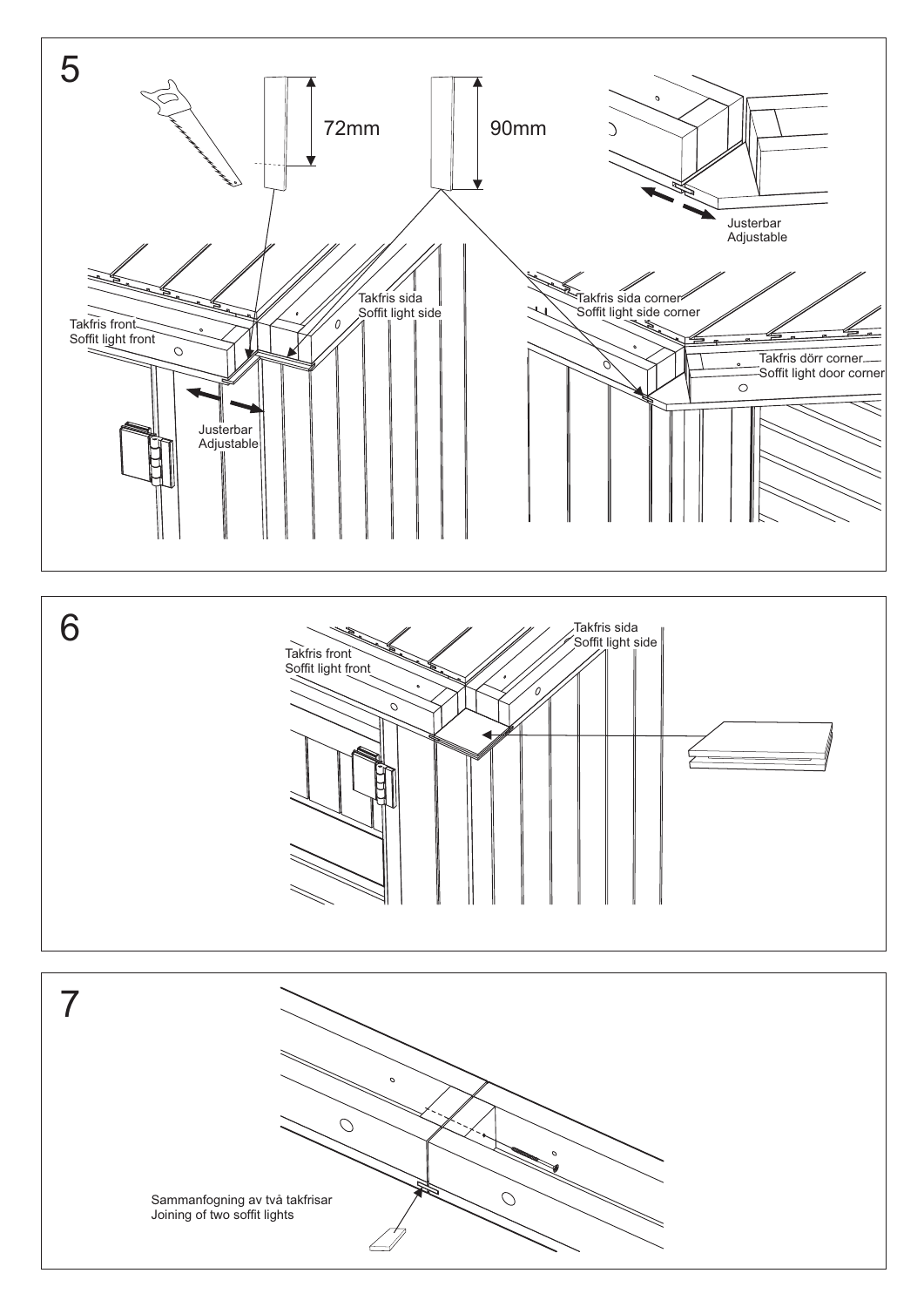## 5

72mm

90mm

Takfris front
Soffit light front

Takfris sida
Soffit light side

Justerbar
Adjustable

Takfris sida corner
Soffit light side corner

Takfris dörr corner
Soffit light door corner

Justerbar
Adjustable

## 6

Takfris front
Soffit light front

Takfris sida
Soffit light side

## 7

Sammanfogning av två takfrisar
Joining of two soffit lights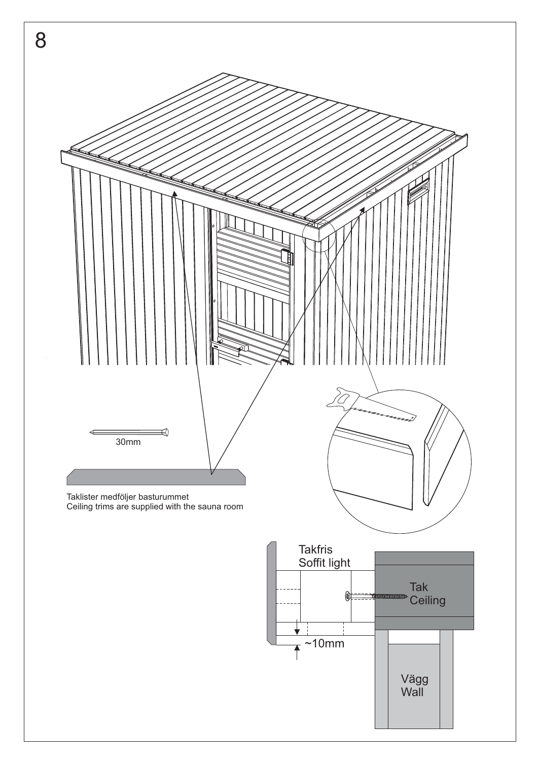8

30mm

Taklister medföljer basturummet
Ceiling trims are supplied with the sauna room

Takfris
Soffit light

Tak
Ceiling

~10mm

Vägg
Wall